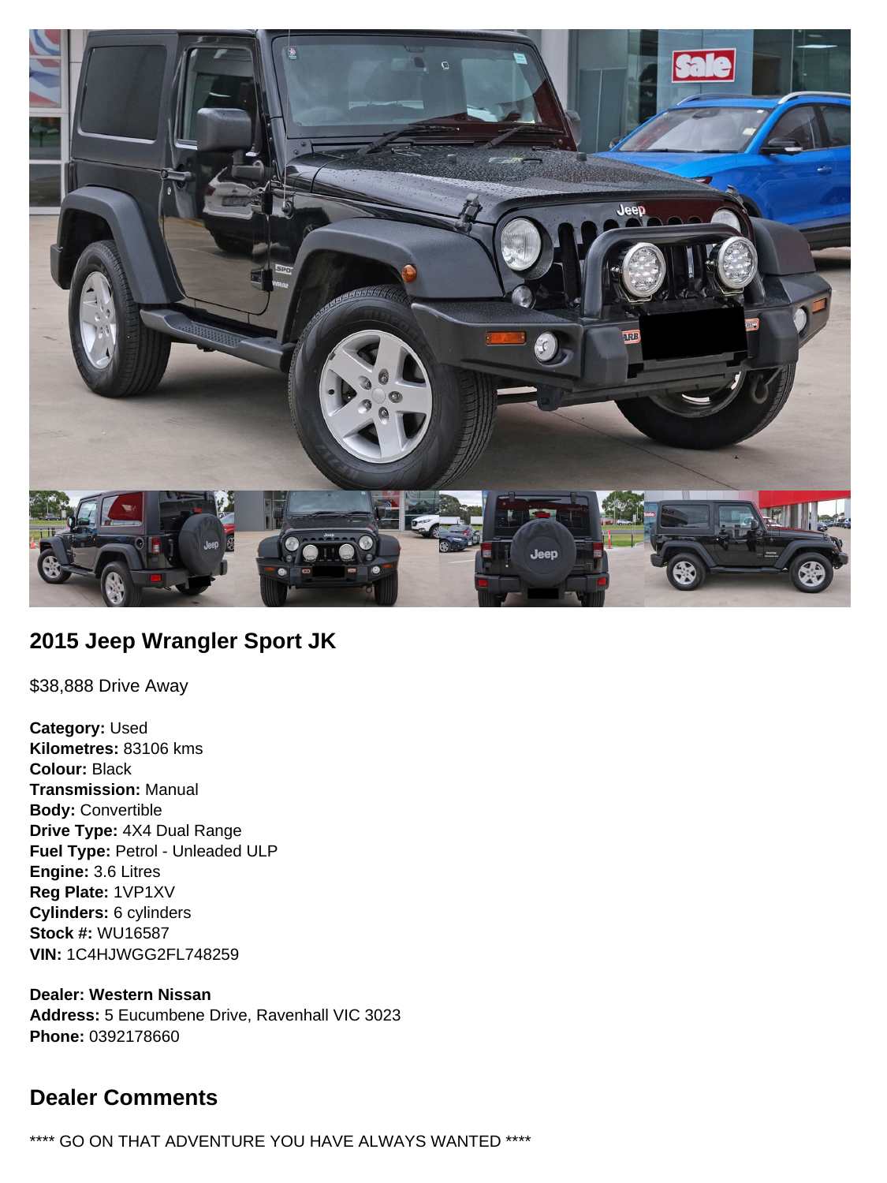## 2015 Jeep Wrangler Sport JK

$38,888 Drive Away

**Category:** Used
**Kilometres:** 83106 kms
**Colour:** Black
**Transmission:** Manual
**Body:** Convertible
**Drive Type:** 4X4 Dual Range
**Fuel Type:** Petrol - Unleaded ULP
**Engine:** 3.6 Litres
**Reg Plate:** 1VP1XV
**Cylinders:** 6 cylinders
**Stock #:** WU16587
**VIN:** 1C4HJWGG2FL748259

**Dealer: Western Nissan**
**Address:** 5 Eucumbene Drive, Ravenhall VIC 3023
**Phone:** 0392178660

## Dealer Comments

**** GO ON THAT ADVENTURE YOU HAVE ALWAYS WANTED ****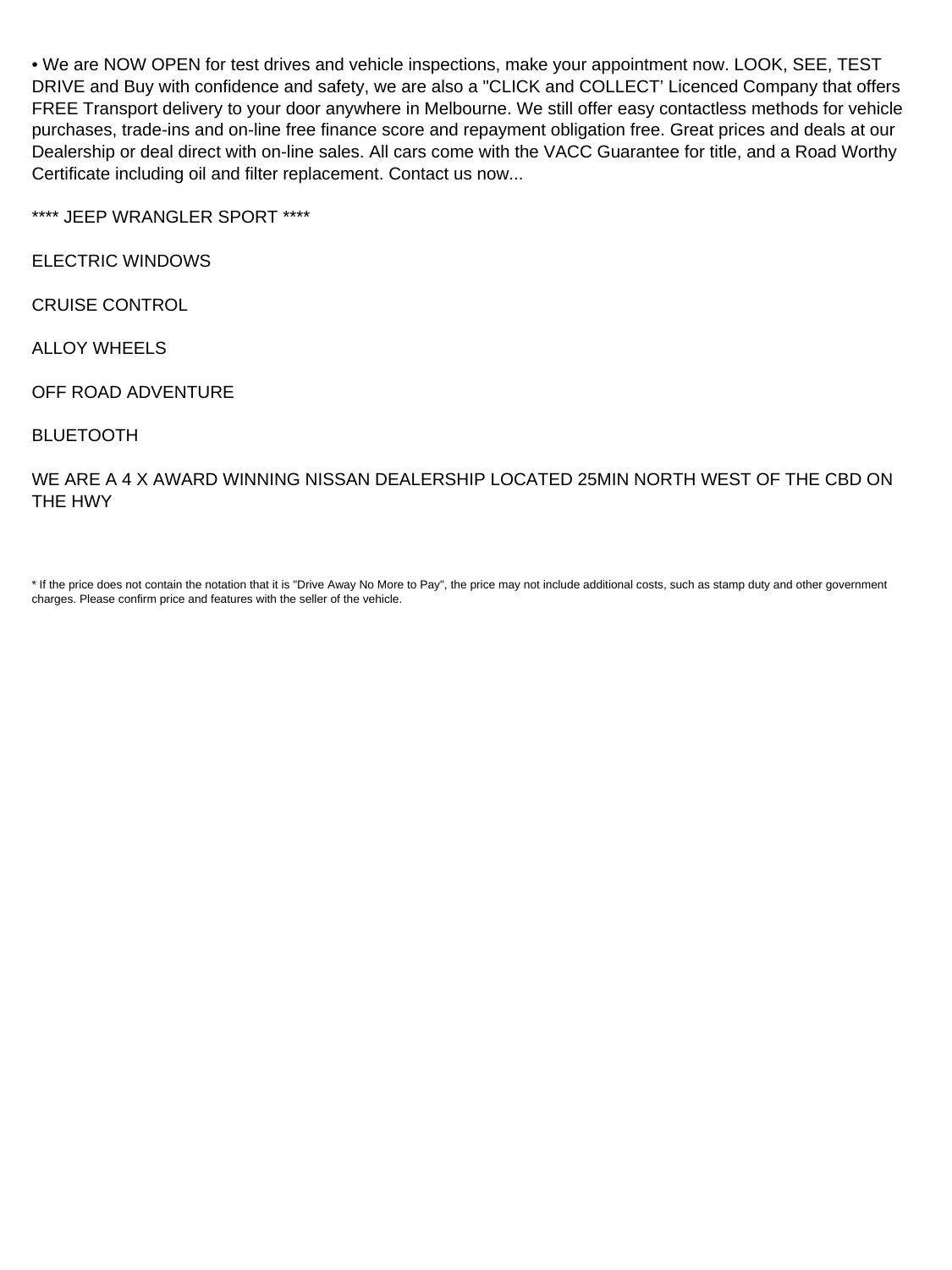• We are NOW OPEN for test drives and vehicle inspections, make your appointment now. LOOK, SEE, TEST DRIVE and Buy with confidence and safety, we are also a "CLICK and COLLECT' Licenced Company that offers FREE Transport delivery to your door anywhere in Melbourne. We still offer easy contactless methods for vehicle purchases, trade-ins and on-line free finance score and repayment obligation free. Great prices and deals at our Dealership or deal direct with on-line sales. All cars come with the VACC Guarantee for title, and a Road Worthy Certificate including oil and filter replacement. Contact us now...

**** JEEP WRANGLER SPORT ****

ELECTRIC WINDOWS

CRUISE CONTROL

ALLOY WHEELS

OFF ROAD ADVENTURE

BLUETOOTH

WE ARE A 4 X AWARD WINNING NISSAN DEALERSHIP LOCATED 25MIN NORTH WEST OF THE CBD ON THE HWY

* If the price does not contain the notation that it is "Drive Away No More to Pay", the price may not include additional costs, such as stamp duty and other government charges. Please confirm price and features with the seller of the vehicle.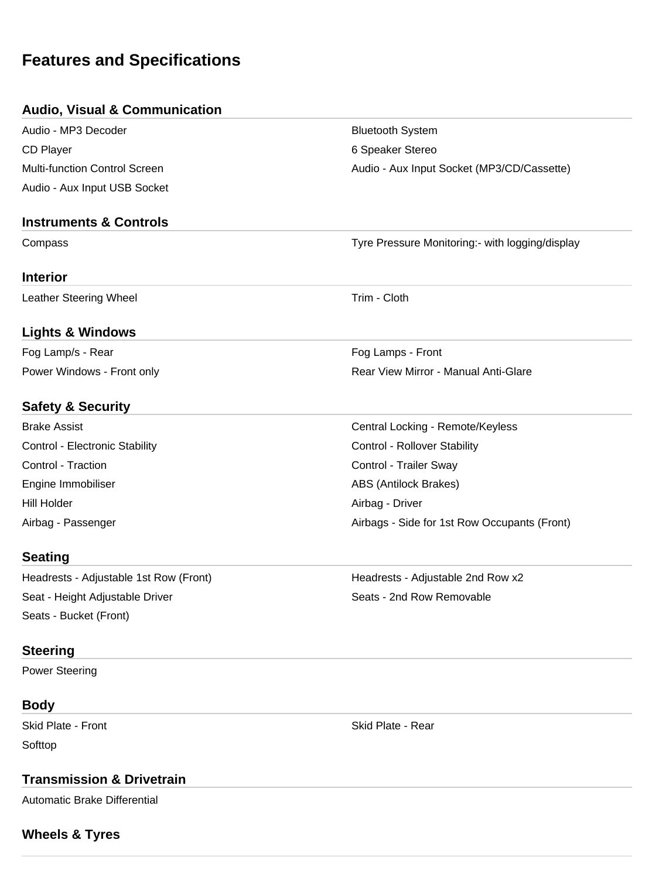# Features and Specifications

## Audio, Visual & Communication

- Audio - MP3 Decoder
- Bluetooth System
- CD Player
- 6 Speaker Stereo
- Multi-function Control Screen
- Audio - Aux Input Socket (MP3/CD/Cassette)
- Audio - Aux Input USB Socket

## Instruments & Controls

- Compass
- Tyre Pressure Monitoring:- with logging/display

## Interior

- Leather Steering Wheel
- Trim - Cloth

## Lights & Windows

- Fog Lamp/s - Rear
- Fog Lamps - Front
- Power Windows - Front only
- Rear View Mirror - Manual Anti-Glare

## Safety & Security

- Brake Assist
- Central Locking - Remote/Keyless
- Control - Electronic Stability
- Control - Rollover Stability
- Control - Traction
- Control - Trailer Sway
- Engine Immobiliser
- ABS (Antilock Brakes)
- Hill Holder
- Airbag - Driver
- Airbag - Passenger
- Airbags - Side for 1st Row Occupants (Front)

## Seating

- Headrests - Adjustable 1st Row (Front)
- Headrests - Adjustable 2nd Row x2
- Seat - Height Adjustable Driver
- Seats - 2nd Row Removable
- Seats - Bucket (Front)

## Steering

- Power Steering

## Body

- Skid Plate - Front
- Skid Plate - Rear
- Softtop

## Transmission & Drivetrain

- Automatic Brake Differential

## Wheels & Tyres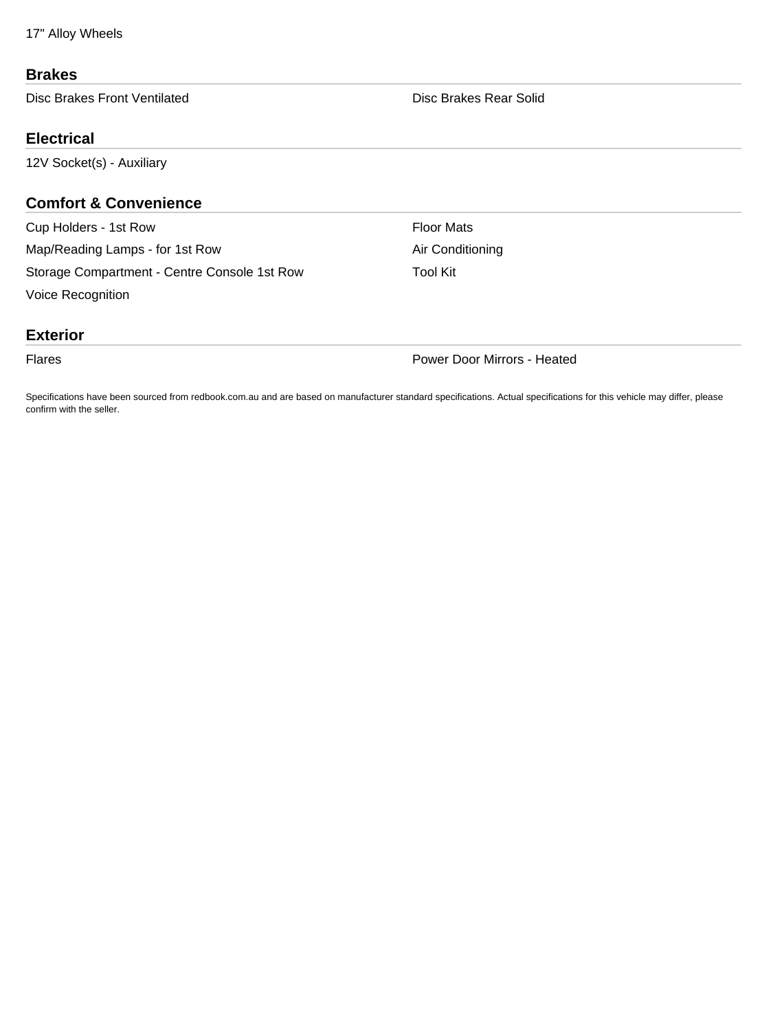17" Alloy Wheels

## Brakes

Disc Brakes Front Ventilated

Disc Brakes Rear Solid

## Electrical

12V Socket(s) - Auxiliary

## Comfort & Convenience

Cup Holders - 1st Row

Floor Mats

Map/Reading Lamps - for 1st Row

Air Conditioning

Storage Compartment - Centre Console 1st Row

Tool Kit

Voice Recognition

## Exterior

Flares

Power Door Mirrors - Heated

Specifications have been sourced from redbook.com.au and are based on manufacturer standard specifications. Actual specifications for this vehicle may differ, please confirm with the seller.